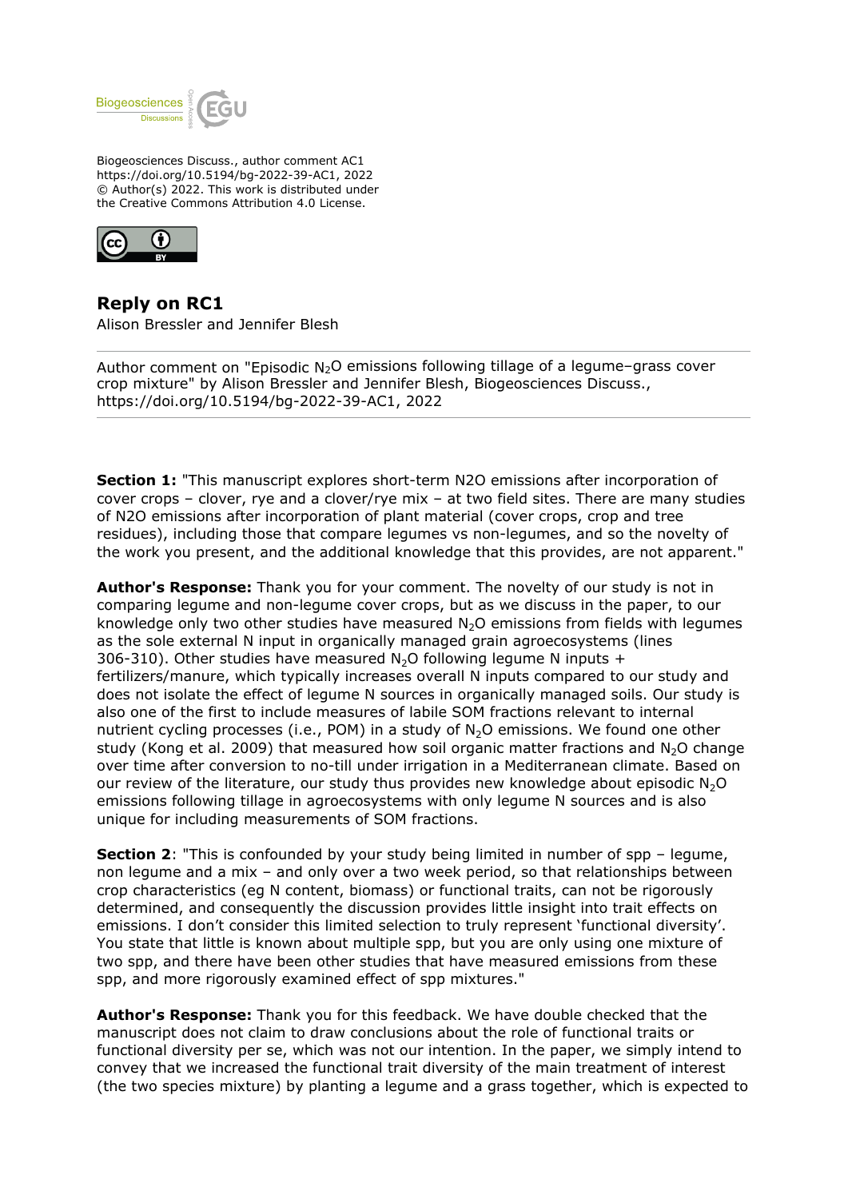Biogeosciences Discuss., author comment AC1
https://doi.org/10.5194/bg-2022-39-AC1, 2022
© Author(s) 2022. This work is distributed under
the Creative Commons Attribution 4.0 License.

## Reply on RC1

Alison Bressler and Jennifer Blesh

Author comment on "Episodic $N_2O$ emissions following tillage of a legume–grass cover crop mixture" by Alison Bressler and Jennifer Blesh, Biogeosciences Discuss., https://doi.org/10.5194/bg-2022-39-AC1, 2022

---

**Section 1:** "This manuscript explores short-term N2O emissions after incorporation of cover crops – clover, rye and a clover/rye mix – at two field sites. There are many studies of N2O emissions after incorporation of plant material (cover crops, crop and tree residues), including those that compare legumes vs non-legumes, and so the novelty of the work you present, and the additional knowledge that this provides, are not apparent."

**Author's Response:** Thank you for your comment. The novelty of our study is not in comparing legume and non-legume cover crops, but as we discuss in the paper, to our knowledge only two other studies have measured $N_2O$ emissions from fields with legumes as the sole external N input in organically managed grain agroecosystems (lines 306-310). Other studies have measured $N_2O$ following legume N inputs + fertilizers/manure, which typically increases overall N inputs compared to our study and does not isolate the effect of legume N sources in organically managed soils. Our study is also one of the first to include measures of labile SOM fractions relevant to internal nutrient cycling processes (i.e., POM) in a study of $N_2O$ emissions. We found one other study (Kong et al. 2009) that measured how soil organic matter fractions and $N_2O$ change over time after conversion to no-till under irrigation in a Mediterranean climate. Based on our review of the literature, our study thus provides new knowledge about episodic $N_2O$ emissions following tillage in agroecosystems with only legume N sources and is also unique for including measurements of SOM fractions.

**Section 2**: "This is confounded by your study being limited in number of spp – legume, non legume and a mix – and only over a two week period, so that relationships between crop characteristics (eg N content, biomass) or functional traits, can not be rigorously determined, and consequently the discussion provides little insight into trait effects on emissions. I don't consider this limited selection to truly represent 'functional diversity'. You state that little is known about multiple spp, but you are only using one mixture of two spp, and there have been other studies that have measured emissions from these spp, and more rigorously examined effect of spp mixtures."

**Author's Response:** Thank you for this feedback. We have double checked that the manuscript does not claim to draw conclusions about the role of functional traits or functional diversity per se, which was not our intention. In the paper, we simply intend to convey that we increased the functional trait diversity of the main treatment of interest (the two species mixture) by planting a legume and a grass together, which is expected to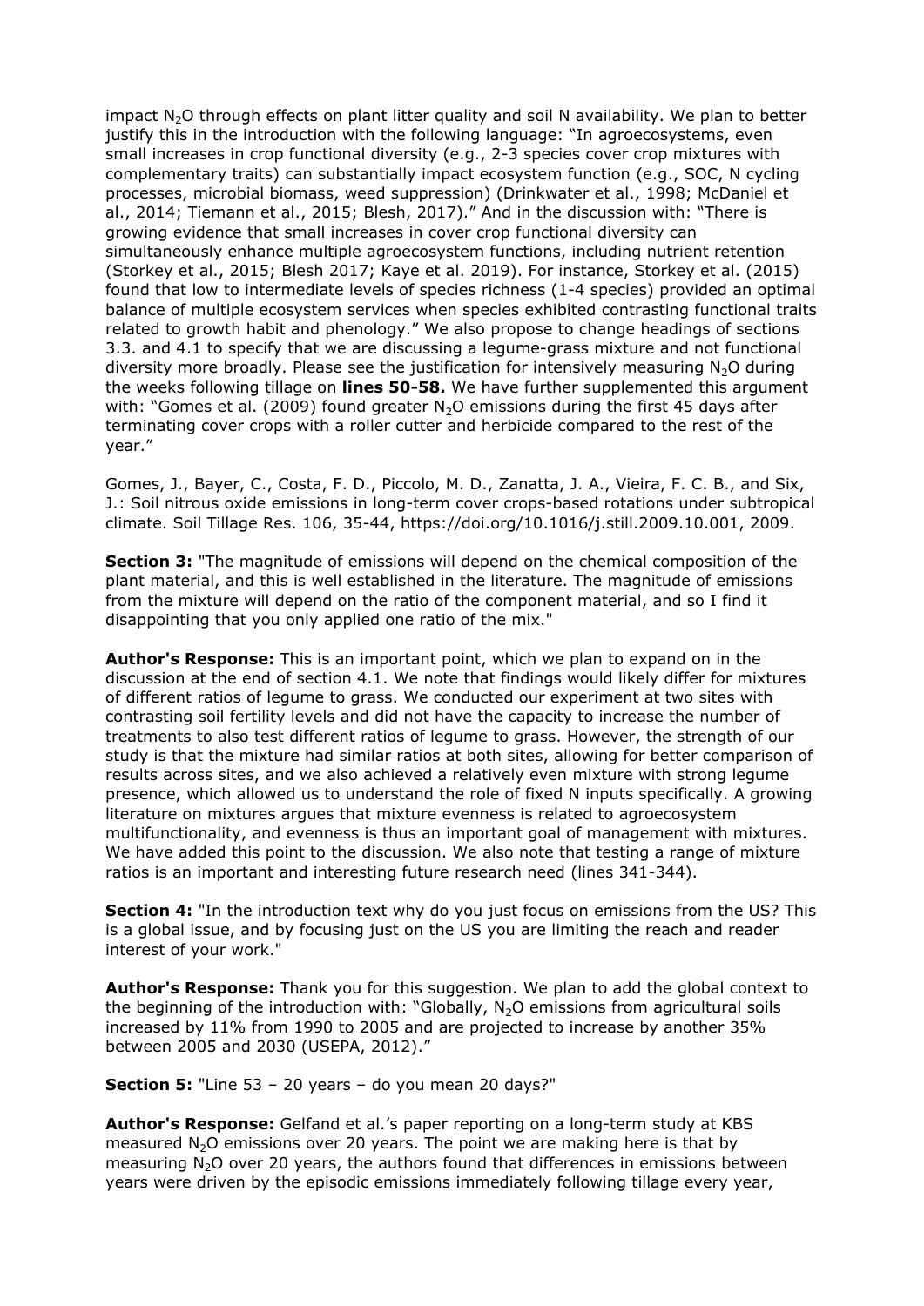impact $N_2O$ through effects on plant litter quality and soil N availability. We plan to better justify this in the introduction with the following language: "In agroecosystems, even small increases in crop functional diversity (e.g., 2-3 species cover crop mixtures with complementary traits) can substantially impact ecosystem function (e.g., SOC, N cycling processes, microbial biomass, weed suppression) (Drinkwater et al., 1998; McDaniel et al., 2014; Tiemann et al., 2015; Blesh, 2017)." And in the discussion with: "There is growing evidence that small increases in cover crop functional diversity can simultaneously enhance multiple agroecosystem functions, including nutrient retention (Storkey et al., 2015; Blesh 2017; Kaye et al. 2019). For instance, Storkey et al. (2015) found that low to intermediate levels of species richness (1-4 species) provided an optimal balance of multiple ecosystem services when species exhibited contrasting functional traits related to growth habit and phenology." We also propose to change headings of sections 3.3. and 4.1 to specify that we are discussing a legume-grass mixture and not functional diversity more broadly. Please see the justification for intensively measuring $N_2O$ during the weeks following tillage on **lines 50-58.** We have further supplemented this argument with: "Gomes et al. (2009) found greater $N_2O$ emissions during the first 45 days after terminating cover crops with a roller cutter and herbicide compared to the rest of the year."

Gomes, J., Bayer, C., Costa, F. D., Piccolo, M. D., Zanatta, J. A., Vieira, F. C. B., and Six, J.: Soil nitrous oxide emissions in long-term cover crops-based rotations under subtropical climate. Soil Tillage Res. 106, 35-44, https://doi.org/10.1016/j.still.2009.10.001, 2009.

**Section 3:** "The magnitude of emissions will depend on the chemical composition of the plant material, and this is well established in the literature. The magnitude of emissions from the mixture will depend on the ratio of the component material, and so I find it disappointing that you only applied one ratio of the mix."

**Author's Response:** This is an important point, which we plan to expand on in the discussion at the end of section 4.1. We note that findings would likely differ for mixtures of different ratios of legume to grass. We conducted our experiment at two sites with contrasting soil fertility levels and did not have the capacity to increase the number of treatments to also test different ratios of legume to grass. However, the strength of our study is that the mixture had similar ratios at both sites, allowing for better comparison of results across sites, and we also achieved a relatively even mixture with strong legume presence, which allowed us to understand the role of fixed N inputs specifically. A growing literature on mixtures argues that mixture evenness is related to agroecosystem multifunctionality, and evenness is thus an important goal of management with mixtures. We have added this point to the discussion. We also note that testing a range of mixture ratios is an important and interesting future research need (lines 341-344).

**Section 4:** "In the introduction text why do you just focus on emissions from the US? This is a global issue, and by focusing just on the US you are limiting the reach and reader interest of your work."

**Author's Response:** Thank you for this suggestion. We plan to add the global context to the beginning of the introduction with: "Globally, $N_2O$ emissions from agricultural soils increased by 11% from 1990 to 2005 and are projected to increase by another 35% between 2005 and 2030 (USEPA, 2012)."

**Section 5:** "Line 53 – 20 years – do you mean 20 days?"

**Author's Response:** Gelfand et al.'s paper reporting on a long-term study at KBS measured $N_2O$ emissions over 20 years. The point we are making here is that by measuring $N_2O$ over 20 years, the authors found that differences in emissions between years were driven by the episodic emissions immediately following tillage every year,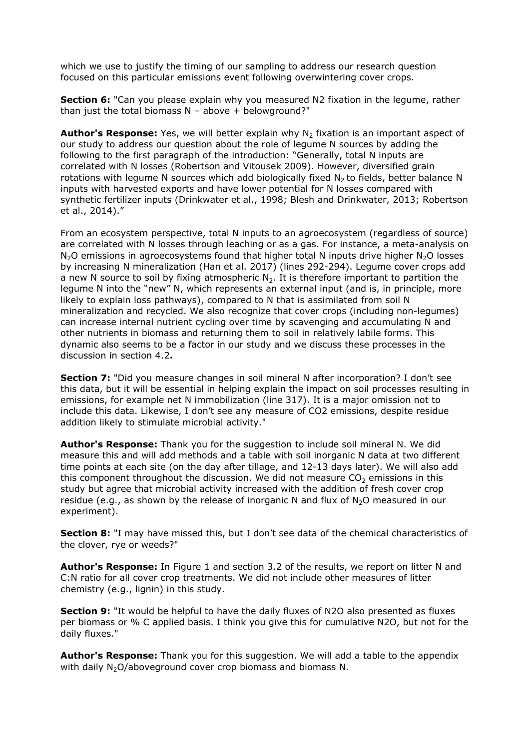which we use to justify the timing of our sampling to address our research question focused on this particular emissions event following overwintering cover crops.

**Section 6:** "Can you please explain why you measured N2 fixation in the legume, rather than just the total biomass N – above + belowground?"

**Author's Response:** Yes, we will better explain why $N_2$ fixation is an important aspect of our study to address our question about the role of legume N sources by adding the following to the first paragraph of the introduction: "Generally, total N inputs are correlated with N losses (Robertson and Vitousek 2009). However, diversified grain rotations with legume N sources which add biologically fixed $N_2$ to fields, better balance N inputs with harvested exports and have lower potential for N losses compared with synthetic fertilizer inputs (Drinkwater et al., 1998; Blesh and Drinkwater, 2013; Robertson et al., 2014)."

From an ecosystem perspective, total N inputs to an agroecosystem (regardless of source) are correlated with N losses through leaching or as a gas. For instance, a meta-analysis on $N_2O$ emissions in agroecosystems found that higher total N inputs drive higher $N_2O$ losses by increasing N mineralization (Han et al. 2017) (lines 292-294). Legume cover crops add a new N source to soil by fixing atmospheric $N_2$. It is therefore important to partition the legume N into the "new" N, which represents an external input (and is, in principle, more likely to explain loss pathways), compared to N that is assimilated from soil N mineralization and recycled. We also recognize that cover crops (including non-legumes) can increase internal nutrient cycling over time by scavenging and accumulating N and other nutrients in biomass and returning them to soil in relatively labile forms. This dynamic also seems to be a factor in our study and we discuss these processes in the discussion in section 4.2**.**

**Section 7:** "Did you measure changes in soil mineral N after incorporation? I don't see this data, but it will be essential in helping explain the impact on soil processes resulting in emissions, for example net N immobilization (line 317). It is a major omission not to include this data. Likewise, I don't see any measure of CO2 emissions, despite residue addition likely to stimulate microbial activity."

**Author's Response:** Thank you for the suggestion to include soil mineral N. We did measure this and will add methods and a table with soil inorganic N data at two different time points at each site (on the day after tillage, and 12-13 days later). We will also add this component throughout the discussion. We did not measure $CO_2$ emissions in this study but agree that microbial activity increased with the addition of fresh cover crop residue (e.g., as shown by the release of inorganic N and flux of $N_2O$ measured in our experiment).

**Section 8:** "I may have missed this, but I don't see data of the chemical characteristics of the clover, rye or weeds?"

**Author's Response:** In Figure 1 and section 3.2 of the results, we report on litter N and C:N ratio for all cover crop treatments. We did not include other measures of litter chemistry (e.g., lignin) in this study.

**Section 9:** "It would be helpful to have the daily fluxes of N2O also presented as fluxes per biomass or % C applied basis. I think you give this for cumulative N2O, but not for the daily fluxes."

**Author's Response:** Thank you for this suggestion. We will add a table to the appendix with daily $N_2O$/aboveground cover crop biomass and biomass N.